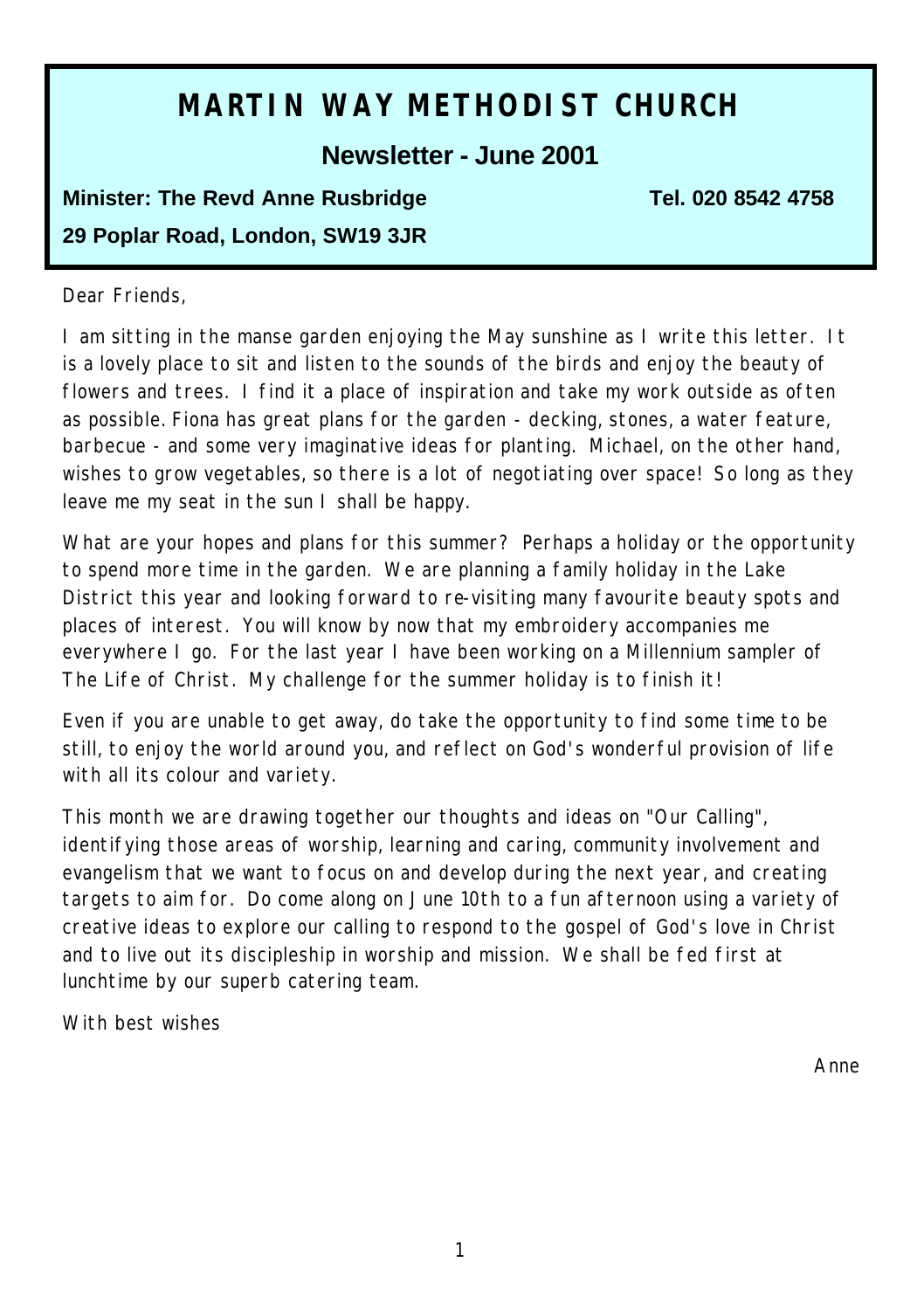# MARTIN WAY METHODIST CHURCH

## Newsletter - June 2001

**Minister: The Revd Anne Rusbridge** **Tel. 020 8542 4758**

**29 Poplar Road, London, SW19 3JR**

Dear Friends,

I am sitting in the manse garden enjoying the May sunshine as I write this letter. It is a lovely place to sit and listen to the sounds of the birds and enjoy the beauty of flowers and trees. I find it a place of inspiration and take my work outside as often as possible. Fiona has great plans for the garden - decking, stones, a water feature, barbecue - and some very imaginative ideas for planting. Michael, on the other hand, wishes to grow vegetables, so there is a lot of negotiating over space! So long as they leave me my seat in the sun I shall be happy.

What are your hopes and plans for this summer? Perhaps a holiday or the opportunity to spend more time in the garden. We are planning a family holiday in the Lake District this year and looking forward to re-visiting many favourite beauty spots and places of interest. You will know by now that my embroidery accompanies me everywhere I go. For the last year I have been working on a Millennium sampler of The Life of Christ. My challenge for the summer holiday is to finish it!

Even if you are unable to get away, do take the opportunity to find some time to be still, to enjoy the world around you, and reflect on God's wonderful provision of life with all its colour and variety.

This month we are drawing together our thoughts and ideas on "Our Calling", identifying those areas of worship, learning and caring, community involvement and evangelism that we want to focus on and develop during the next year, and creating targets to aim for. Do come along on June 10th to a fun afternoon using a variety of creative ideas to explore our calling to respond to the gospel of God's love in Christ and to live out its discipleship in worship and mission. We shall be fed first at lunchtime by our superb catering team.

With best wishes

Anne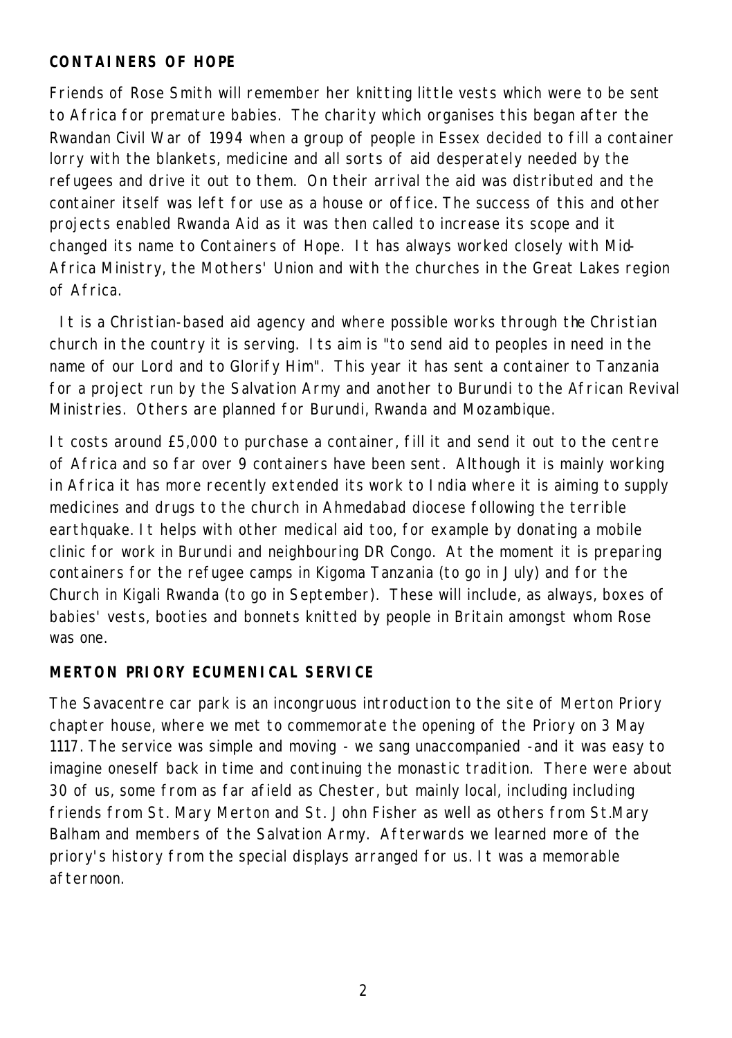**CONTAINERS OF HOPE**

Friends of Rose Smith will remember her knitting little vests which were to be sent to Africa for premature babies. The charity which organises this began after the Rwandan Civil War of 1994 when a group of people in Essex decided to fill a container lorry with the blankets, medicine and all sorts of aid desperately needed by the refugees and drive it out to them. On their arrival the aid was distributed and the container itself was left for use as a house or office. The success of this and other projects enabled Rwanda Aid as it was then called to increase its scope and it changed its name to Containers of Hope. It has always worked closely with Mid-Africa Ministry, the Mothers' Union and with the churches in the Great Lakes region of Africa.

It is a Christian-based aid agency and where possible works through the Christian church in the country it is serving. Its aim is "to send aid to peoples in need in the name of our Lord and to Glorify Him". This year it has sent a container to Tanzania for a project run by the Salvation Army and another to Burundi to the African Revival Ministries. Others are planned for Burundi, Rwanda and Mozambique.

It costs around £5,000 to purchase a container, fill it and send it out to the centre of Africa and so far over 9 containers have been sent. Although it is mainly working in Africa it has more recently extended its work to India where it is aiming to supply medicines and drugs to the church in Ahmedabad diocese following the terrible earthquake. It helps with other medical aid too, for example by donating a mobile clinic for work in Burundi and neighbouring DR Congo. At the moment it is preparing containers for the refugee camps in Kigoma Tanzania (to go in July) and for the Church in Kigali Rwanda (to go in September). These will include, as always, boxes of babies' vests, booties and bonnets knitted by people in Britain amongst whom Rose was one.

**MERTON PRIORY ECUMENICAL SERVICE**

The Savacentre car park is an incongruous introduction to the site of Merton Priory chapter house, where we met to commemorate the opening of the Priory on 3 May 1117. The service was simple and moving - we sang unaccompanied -and it was easy to imagine oneself back in time and continuing the monastic tradition. There were about 30 of us, some from as far afield as Chester, but mainly local, including including friends from St. Mary Merton and St. John Fisher as well as others from St.Mary Balham and members of the Salvation Army. Afterwards we learned more of the priory's history from the special displays arranged for us. It was a memorable afternoon.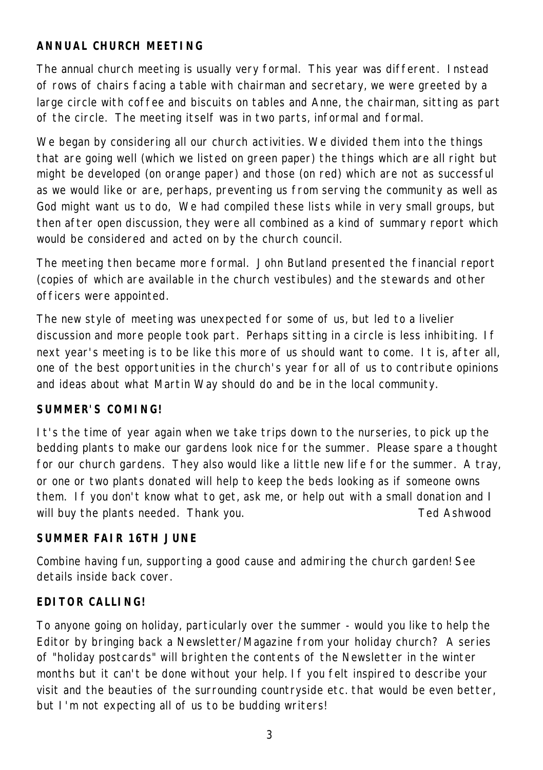**ANNUAL CHURCH MEETING**

The annual church meeting is usually very formal. This year was different. Instead of rows of chairs facing a table with chairman and secretary, we were greeted by a large circle with coffee and biscuits on tables and Anne, the chairman, sitting as part of the circle. The meeting itself was in two parts, informal and formal.

We began by considering all our church activities. We divided them into the things that are going well (which we listed on green paper) the things which are all right but might be developed (on orange paper) and those (on red) which are not as successful as we would like or are, perhaps, preventing us from serving the community as well as God might want us to do, We had compiled these lists while in very small groups, but then after open discussion, they were all combined as a kind of summary report which would be considered and acted on by the church council.

The meeting then became more formal. John Butland presented the financial report (copies of which are available in the church vestibules) and the stewards and other officers were appointed.

The new style of meeting was unexpected for some of us, but led to a livelier discussion and more people took part. Perhaps sitting in a circle is less inhibiting. If next year's meeting is to be like this more of us should want to come. It is, after all, one of the best opportunities in the church's year for all of us to contribute opinions and ideas about what Martin Way should do and be in the local community.

**SUMMER'S COMING!**

It's the time of year again when we take trips down to the nurseries, to pick up the bedding plants to make our gardens look nice for the summer. Please spare a thought for our church gardens. They also would like a little new life for the summer. A tray, or one or two plants donated will help to keep the beds looking as if someone owns them. If you don't know what to get, ask me, or help out with a small donation and I will buy the plants needed. Thank you.

Ted Ashwood

**SUMMER FAIR 16TH JUNE**

Combine having fun, supporting a good cause and admiring the church garden! See details inside back cover.

**EDITOR CALLING!**

To anyone going on holiday, particularly over the summer - would you like to help the Editor by bringing back a Newsletter/Magazine from your holiday church? A series of "holiday postcards" will brighten the contents of the Newsletter in the winter months but it can't be done without your help. If you felt inspired to describe your visit and the beauties of the surrounding countryside etc. that would be even better, but I'm not expecting all of us to be budding writers!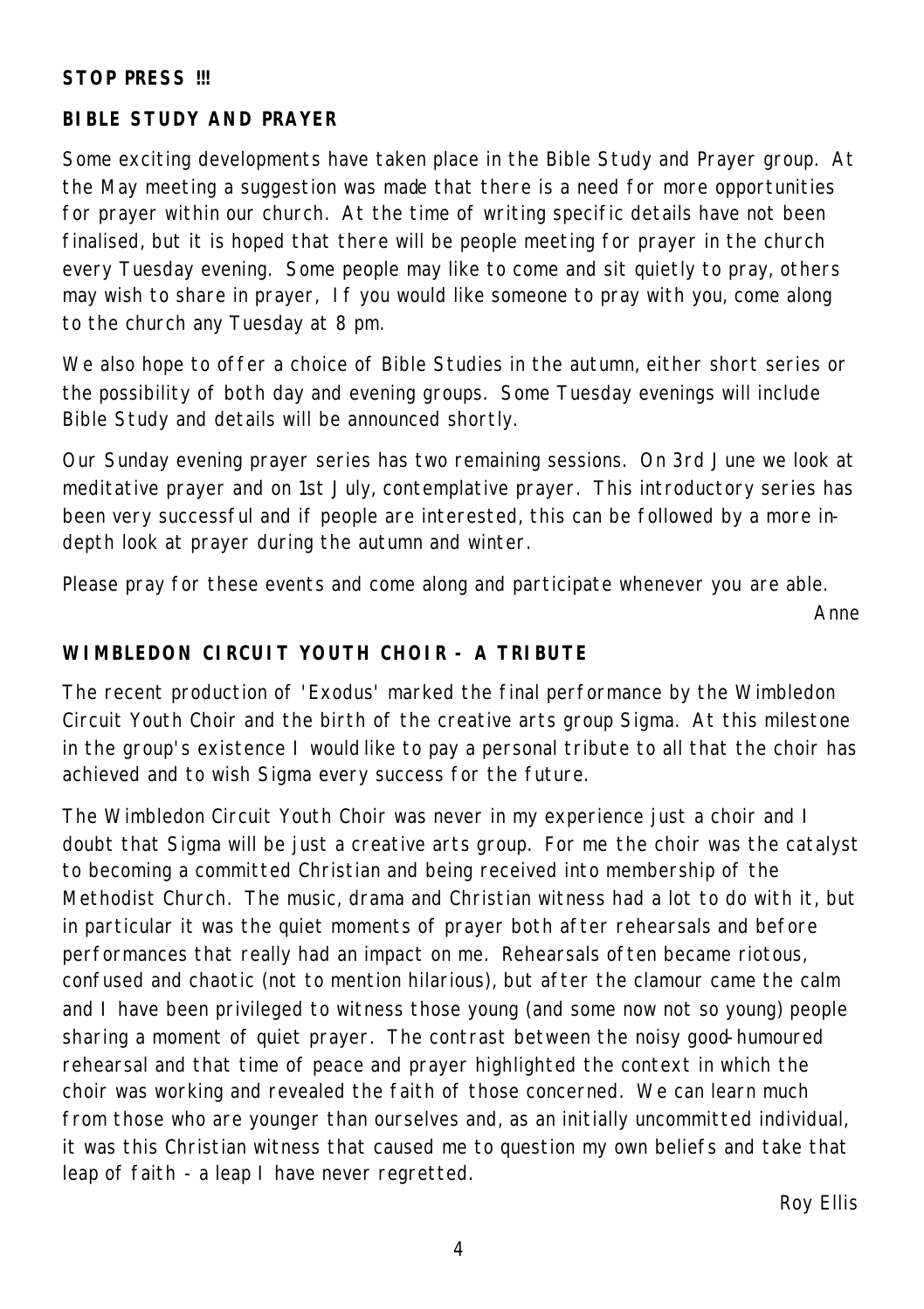**STOP PRESS !!!**

**BIBLE STUDY AND PRAYER**

Some exciting developments have taken place in the Bible Study and Prayer group. At the May meeting a suggestion was made that there is a need for more opportunities for prayer within our church. At the time of writing specific details have not been finalised, but it is hoped that there will be people meeting for prayer in the church every Tuesday evening. Some people may like to come and sit quietly to pray, others may wish to share in prayer, If you would like someone to pray with you, come along to the church any Tuesday at 8 pm.

We also hope to offer a choice of Bible Studies in the autumn, either short series or the possibility of both day and evening groups. Some Tuesday evenings will include Bible Study and details will be announced shortly.

Our Sunday evening prayer series has two remaining sessions. On 3rd June we look at meditative prayer and on 1st July, contemplative prayer. This introductory series has been very successful and if people are interested, this can be followed by a more in-depth look at prayer during the autumn and winter.

Please pray for these events and come along and participate whenever you are able.

Anne

**WIMBLEDON CIRCUIT YOUTH CHOIR - A TRIBUTE**

The recent production of 'Exodus' marked the final performance by the Wimbledon Circuit Youth Choir and the birth of the creative arts group Sigma. At this milestone in the group's existence I would like to pay a personal tribute to all that the choir has achieved and to wish Sigma every success for the future.

The Wimbledon Circuit Youth Choir was never in my experience just a choir and I doubt that Sigma will be just a creative arts group. For me the choir was the catalyst to becoming a committed Christian and being received into membership of the Methodist Church. The music, drama and Christian witness had a lot to do with it, but in particular it was the quiet moments of prayer both after rehearsals and before performances that really had an impact on me. Rehearsals often became riotous, confused and chaotic (not to mention hilarious), but after the clamour came the calm and I have been privileged to witness those young (and some now not so young) people sharing a moment of quiet prayer. The contrast between the noisy good-humoured rehearsal and that time of peace and prayer highlighted the context in which the choir was working and revealed the faith of those concerned. We can learn much from those who are younger than ourselves and, as an initially uncommitted individual, it was this Christian witness that caused me to question my own beliefs and take that leap of faith - a leap I have never regretted.

Roy Ellis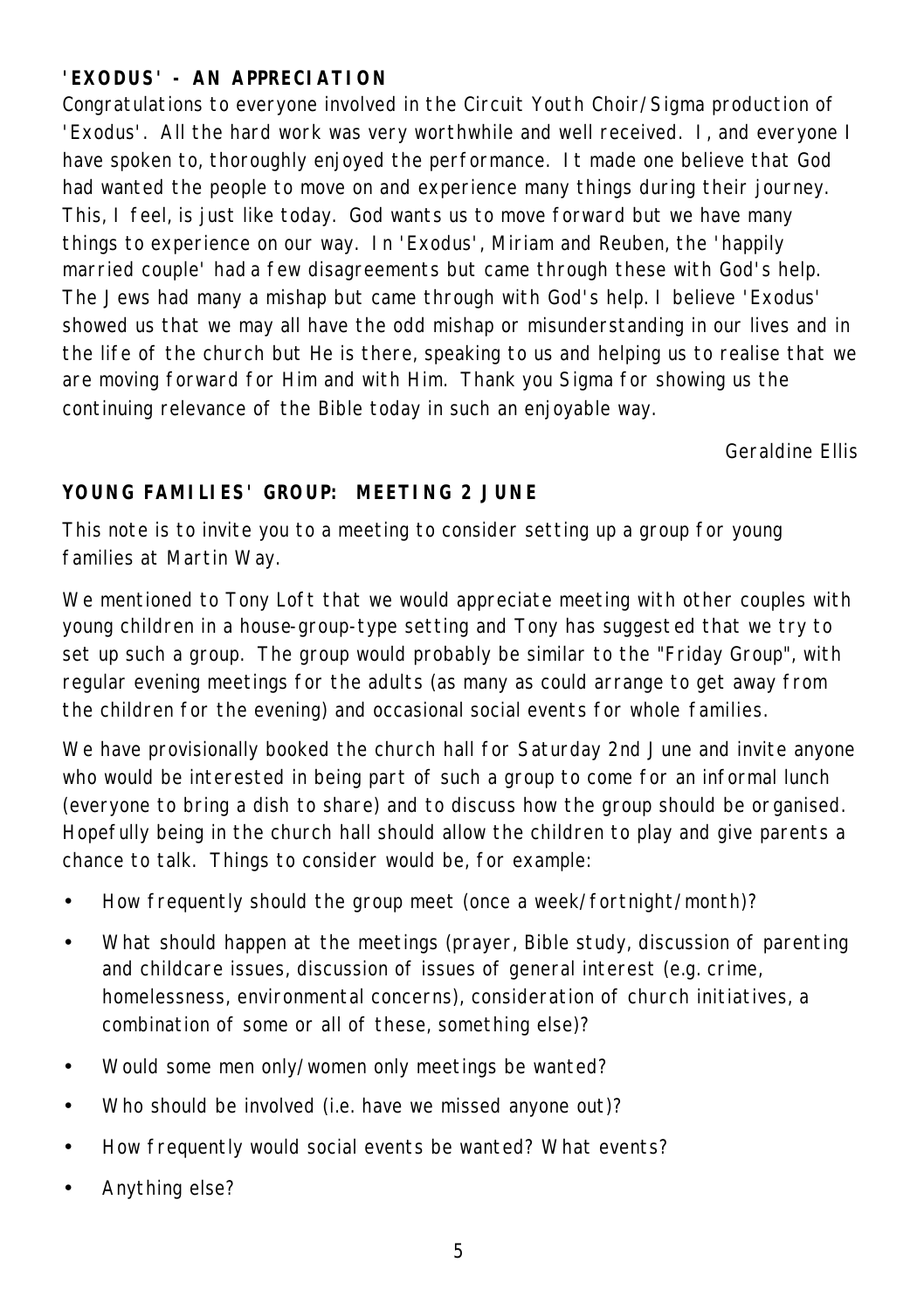## 'EXODUS' - AN APPRECIATION

Congratulations to everyone involved in the Circuit Youth Choir/Sigma production of 'Exodus'. All the hard work was very worthwhile and well received. I, and everyone I have spoken to, thoroughly enjoyed the performance. It made one believe that God had wanted the people to move on and experience many things during their journey. This, I feel, is just like today. God wants us to move forward but we have many things to experience on our way. In 'Exodus', Miriam and Reuben, the 'happily married couple' had a few disagreements but came through these with God's help. The Jews had many a mishap but came through with God's help. I believe 'Exodus' showed us that we may all have the odd mishap or misunderstanding in our lives and in the life of the church but He is there, speaking to us and helping us to realise that we are moving forward for Him and with Him. Thank you Sigma for showing us the continuing relevance of the Bible today in such an enjoyable way.

*Geraldine Ellis*

## YOUNG FAMILIES' GROUP: MEETING 2 JUNE

This note is to invite you to a meeting to consider setting up a group for young families at Martin Way.

We mentioned to Tony Loft that we would appreciate meeting with other couples with young children in a house-group-type setting and Tony has suggested that we try to set up such a group. The group would probably be similar to the "Friday Group", with regular evening meetings for the adults (as many as could arrange to get away from the children for the evening) and occasional social events for whole families.

We have provisionally booked the church hall for Saturday 2nd June and invite anyone who would be interested in being part of such a group to come for an informal lunch (everyone to bring a dish to share) and to discuss how the group should be organised. Hopefully being in the church hall should allow the children to play and give parents a chance to talk. Things to consider would be, for example:

- How frequently should the group meet (once a week/fortnight/month)?
- What should happen at the meetings (prayer, Bible study, discussion of parenting and childcare issues, discussion of issues of general interest (e.g. crime, homelessness, environmental concerns), consideration of church initiatives, a combination of some or all of these, something else)?
- Would some men only/women only meetings be wanted?
- Who should be involved (i.e. have we missed anyone out)?
- How frequently would social events be wanted? What events?
- Anything else?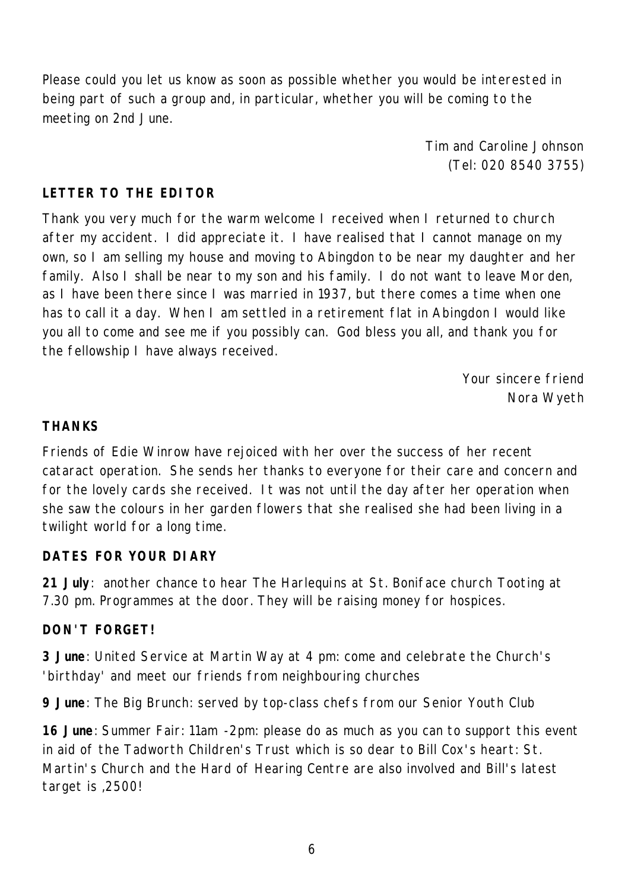Please could you let us know as soon as possible whether you would be interested in being part of such a group and, in particular, whether you will be coming to the meeting on 2nd June.

Tim and Caroline Johnson
(Tel: 020 8540 3755)

**LETTER TO THE EDITOR**

Thank you very much for the warm welcome I received when I returned to church after my accident. I did appreciate it. I have realised that I cannot manage on my own, so I am selling my house and moving to Abingdon to be near my daughter and her family. Also I shall be near to my son and his family. I do not want to leave Morden, as I have been there since I was married in 1937, but there comes a time when one has to call it a day. When I am settled in a retirement flat in Abingdon I would like you all to come and see me if you possibly can. God bless you all, and thank you for the fellowship I have always received.

Your sincere friend
Nora Wyeth

**THANKS**

Friends of Edie Winrow have rejoiced with her over the success of her recent cataract operation. She sends her thanks to everyone for their care and concern and for the lovely cards she received. It was not until the day after her operation when she saw the colours in her garden flowers that she realised she had been living in a twilight world for a long time.

**DATES FOR YOUR DIARY**

**21 July**: another chance to hear The Harlequins at St. Boniface church Tooting at 7.30 pm. Programmes at the door. They will be raising money for hospices.

**DON'T FORGET!**

**3 June**: United Service at Martin Way at 4 pm: come and celebrate the Church's 'birthday' and meet our friends from neighbouring churches

**9 June**: The Big Brunch: served by top-class chefs from our Senior Youth Club

**16 June**: Summer Fair: 11am -2pm: please do as much as you can to support this event in aid of the Tadworth Children's Trust which is so dear to Bill Cox's heart: St. Martin's Church and the Hard of Hearing Centre are also involved and Bill's latest target is ,2500!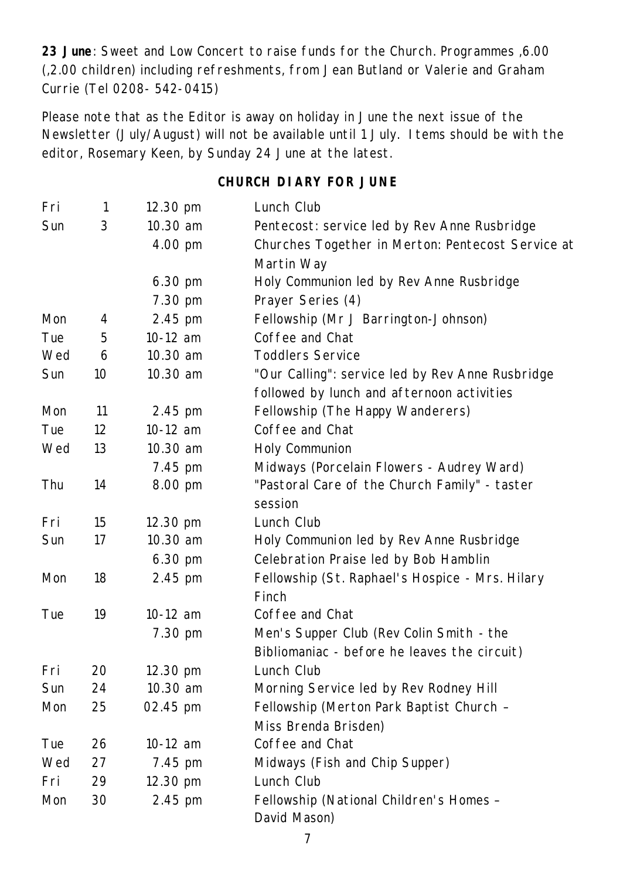**23 June**: Sweet and Low Concert to raise funds for the Church. Programmes ,6.00 (,2.00 children) including refreshments, from Jean Butland or Valerie and Graham Currie (Tel 0208- 542-0415)

Please note that as the Editor is away on holiday in June the next issue of the Newsletter (July/August) will not be available until 1 July. Items should be with the editor, Rosemary Keen, by Sunday 24 June at the latest.

**CHURCH DIARY FOR JUNE**

| | | | |
|---|---|---|---|
| Fri | 1 | 12.30 pm | Lunch Club |
| Sun | 3 | 10.30 am | Pentecost: service led by Rev Anne Rusbridge |
| | | 4.00 pm | Churches Together in Merton: Pentecost Service at Martin Way |
| | | 6.30 pm | Holy Communion led by Rev Anne Rusbridge |
| | | 7.30 pm | Prayer Series (4) |
| Mon | 4 | 2.45 pm | Fellowship (Mr J Barrington-Johnson) |
| Tue | 5 | 10-12 am | Coffee and Chat |
| Wed | 6 | 10.30 am | Toddlers Service |
| Sun | 10 | 10.30 am | "Our Calling": service led by Rev Anne Rusbridge followed by lunch and afternoon activities |
| Mon | 11 | 2.45 pm | Fellowship (The Happy Wanderers) |
| Tue | 12 | 10-12 am | Coffee and Chat |
| Wed | 13 | 10.30 am | Holy Communion |
| | | 7.45 pm | Midways (Porcelain Flowers - Audrey Ward) |
| Thu | 14 | 8.00 pm | "Pastoral Care of the Church Family" - taster session |
| Fri | 15 | 12.30 pm | Lunch Club |
| Sun | 17 | 10.30 am | Holy Communion led by Rev Anne Rusbridge |
| | | 6.30 pm | Celebration Praise led by Bob Hamblin |
| Mon | 18 | 2.45 pm | Fellowship (St. Raphael's Hospice - Mrs. Hilary Finch |
| Tue | 19 | 10-12 am | Coffee and Chat |
| | | 7.30 pm | Men's Supper Club (Rev Colin Smith - the Bibliomaniac - before he leaves the circuit) |
| Fri | 20 | 12.30 pm | Lunch Club |
| Sun | 24 | 10.30 am | Morning Service led by Rev Rodney Hill |
| Mon | 25 | 02.45 pm | Fellowship (Merton Park Baptist Church – Miss Brenda Brisden) |
| Tue | 26 | 10-12 am | Coffee and Chat |
| Wed | 27 | 7.45 pm | Midways (Fish and Chip Supper) |
| Fri | 29 | 12.30 pm | Lunch Club |
| Mon | 30 | 2.45 pm | Fellowship (National Children's Homes – David Mason) |